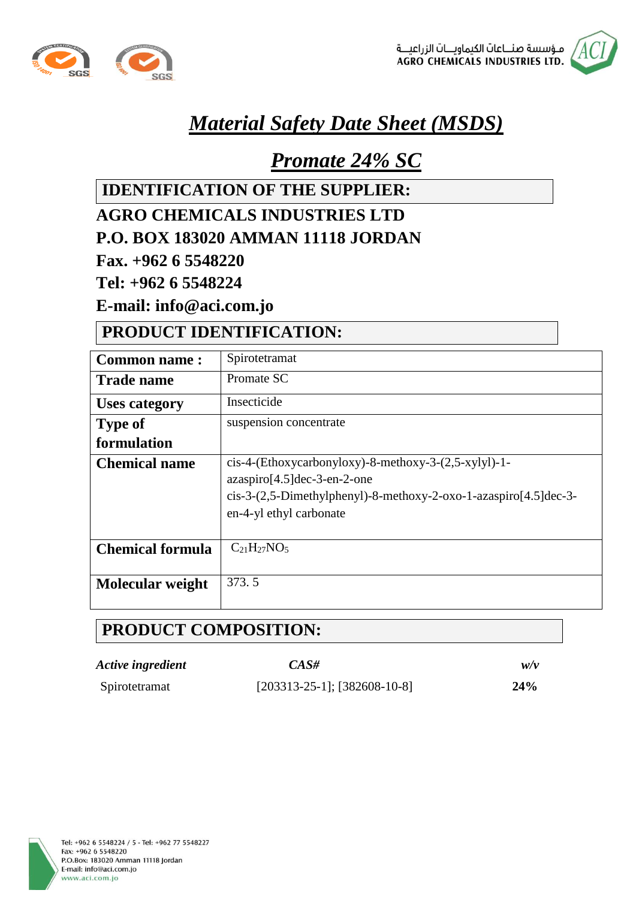مـؤسسة صنـاعات الكيماويـات الزراعيـة
AGRO CHEMICALS INDUSTRIES LTD.

# *Material Safety Date Sheet (MSDS)*

## *Promate 24% SC*

### IDENTIFICATION OF THE SUPPLIER:

**AGRO CHEMICALS INDUSTRIES LTD**

**P.O. BOX 183020 AMMAN 11118 JORDAN**

**Fax. +962 6 5548220**

**Tel: +962 6 5548224**

**E-mail: info@aci.com.jo**

### PRODUCT IDENTIFICATION:

| | |
|---|---|
| **Common name :** | Spirotetramat |
| **Trade name** | Promate SC |
| **Uses category** | Insecticide |
| **Type of formulation** | suspension concentrate |
| **Chemical name** | cis-4-(Ethoxycarbonyloxy)-8-methoxy-3-(2,5-xylyl)-1-azaspiro[4.5]dec-3-en-2-one<br>cis-3-(2,5-Dimethylphenyl)-8-methoxy-2-oxo-1-azaspiro[4.5]dec-3-en-4-yl ethyl carbonate |
| **Chemical formula** | $C_{21}H_{27}NO_5$ |
| **Molecular weight** | 373. 5 |

### PRODUCT COMPOSITION:

| *Active ingredient* | *CAS#* | *w/v* |
|---|---|---|
| Spirotetramat | [203313-25-1]; [382608-10-8] | **24%** |

Tel: +962 6 5548224 / 5 - Tel: +962 77 5548227
Fax: +962 6 5548220
P.O.Box: 183020 Amman 11118 Jordan
E-mail: info@aci.com.jo
www.aci.com.jo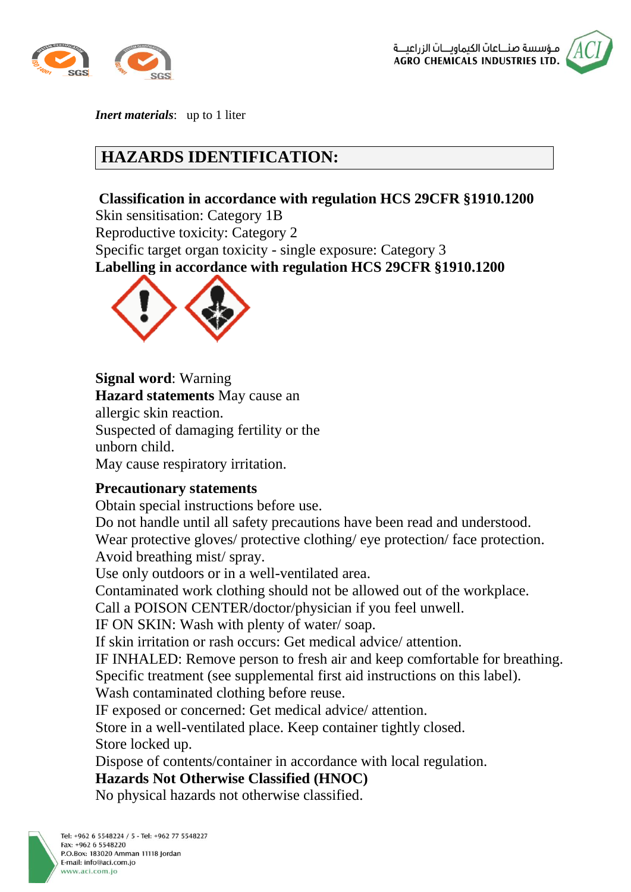***Inert materials***: up to 1 liter

## HAZARDS IDENTIFICATION:

**Classification in accordance with regulation HCS 29CFR §1910.1200**

Skin sensitisation: Category 1B

Reproductive toxicity: Category 2

Specific target organ toxicity - single exposure: Category 3

**Labelling in accordance with regulation HCS 29CFR §1910.1200**

**Signal word**: Warning

**Hazard statements** May cause an allergic skin reaction.

Suspected of damaging fertility or the unborn child.

May cause respiratory irritation.

**Precautionary statements**

Obtain special instructions before use.

Do not handle until all safety precautions have been read and understood.

Wear protective gloves/ protective clothing/ eye protection/ face protection.

Avoid breathing mist/ spray.

Use only outdoors or in a well-ventilated area.

Contaminated work clothing should not be allowed out of the workplace.

Call a POISON CENTER/doctor/physician if you feel unwell.

IF ON SKIN: Wash with plenty of water/ soap.

If skin irritation or rash occurs: Get medical advice/ attention.

IF INHALED: Remove person to fresh air and keep comfortable for breathing.

Specific treatment (see supplemental first aid instructions on this label).

Wash contaminated clothing before reuse.

IF exposed or concerned: Get medical advice/ attention.

Store in a well-ventilated place. Keep container tightly closed.

Store locked up.

Dispose of contents/container in accordance with local regulation.

**Hazards Not Otherwise Classified (HNOC)**

No physical hazards not otherwise classified.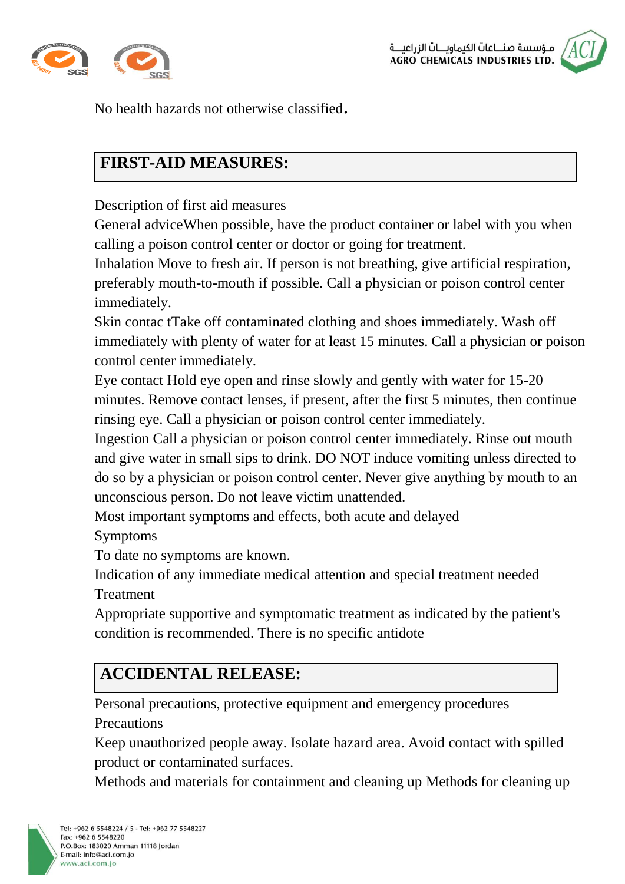No health hazards not otherwise classified.

## FIRST-AID MEASURES:

Description of first aid measures

General adviceWhen possible, have the product container or label with you when calling a poison control center or doctor or going for treatment.

Inhalation Move to fresh air. If person is not breathing, give artificial respiration, preferably mouth-to-mouth if possible. Call a physician or poison control center immediately.

Skin contac tTake off contaminated clothing and shoes immediately. Wash off immediately with plenty of water for at least 15 minutes. Call a physician or poison control center immediately.

Eye contact Hold eye open and rinse slowly and gently with water for 15-20 minutes. Remove contact lenses, if present, after the first 5 minutes, then continue rinsing eye. Call a physician or poison control center immediately.

Ingestion Call a physician or poison control center immediately. Rinse out mouth and give water in small sips to drink. DO NOT induce vomiting unless directed to do so by a physician or poison control center. Never give anything by mouth to an unconscious person. Do not leave victim unattended.

Most important symptoms and effects, both acute and delayed

Symptoms

To date no symptoms are known.

Indication of any immediate medical attention and special treatment needed

Treatment

Appropriate supportive and symptomatic treatment as indicated by the patient's condition is recommended. There is no specific antidote

## ACCIDENTAL RELEASE:

Personal precautions, protective equipment and emergency procedures

Precautions

Keep unauthorized people away. Isolate hazard area. Avoid contact with spilled product or contaminated surfaces.

Methods and materials for containment and cleaning up Methods for cleaning up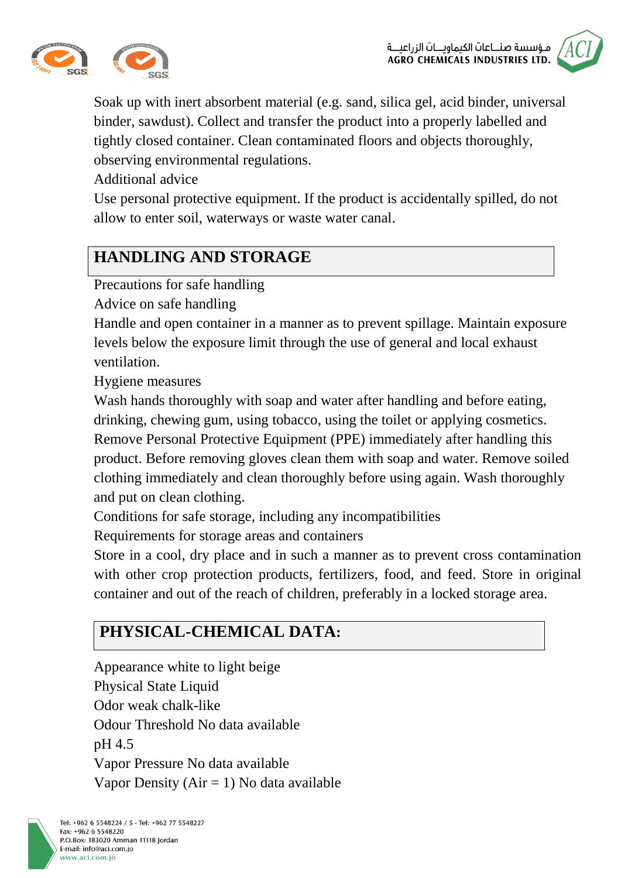Soak up with inert absorbent material (e.g. sand, silica gel, acid binder, universal binder, sawdust). Collect and transfer the product into a properly labelled and tightly closed container. Clean contaminated floors and objects thoroughly, observing environmental regulations.

Additional advice

Use personal protective equipment. If the product is accidentally spilled, do not allow to enter soil, waterways or waste water canal.

## HANDLING AND STORAGE

Precautions for safe handling

Advice on safe handling

Handle and open container in a manner as to prevent spillage. Maintain exposure levels below the exposure limit through the use of general and local exhaust ventilation.

Hygiene measures

Wash hands thoroughly with soap and water after handling and before eating, drinking, chewing gum, using tobacco, using the toilet or applying cosmetics. Remove Personal Protective Equipment (PPE) immediately after handling this product. Before removing gloves clean them with soap and water. Remove soiled clothing immediately and clean thoroughly before using again. Wash thoroughly and put on clean clothing.

Conditions for safe storage, including any incompatibilities

Requirements for storage areas and containers

Store in a cool, dry place and in such a manner as to prevent cross contamination with other crop protection products, fertilizers, food, and feed. Store in original container and out of the reach of children, preferably in a locked storage area.

## PHYSICAL-CHEMICAL DATA:

Appearance white to light beige

Physical State Liquid

Odor weak chalk-like

Odour Threshold No data available

pH 4.5

Vapor Pressure No data available

Vapor Density (Air = 1) No data available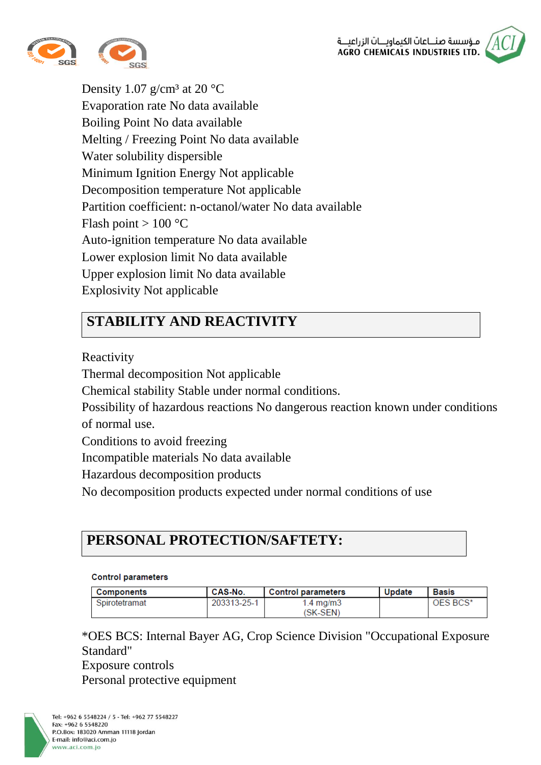Density 1.07 g/cm³ at 20 °C
Evaporation rate No data available
Boiling Point No data available
Melting / Freezing Point No data available
Water solubility dispersible
Minimum Ignition Energy Not applicable
Decomposition temperature Not applicable
Partition coefficient: n-octanol/water No data available
Flash point > 100 °C
Auto-ignition temperature No data available
Lower explosion limit No data available
Upper explosion limit No data available
Explosivity Not applicable

## STABILITY AND REACTIVITY

Reactivity
Thermal decomposition Not applicable
Chemical stability Stable under normal conditions.
Possibility of hazardous reactions No dangerous reaction known under conditions of normal use.
Conditions to avoid freezing
Incompatible materials No data available
Hazardous decomposition products
No decomposition products expected under normal conditions of use

## PERSONAL PROTECTION/SAFTETY:

**Control parameters**

| Components | CAS-No. | Control parameters | Update | Basis |
|---|---|---|---|---|
| Spirotetramat | 203313-25-1 | 1.4 mg/m3 (SK-SEN) | | OES BCS* |

*OES BCS: Internal Bayer AG, Crop Science Division "Occupational Exposure Standard"
Exposure controls
Personal protective equipment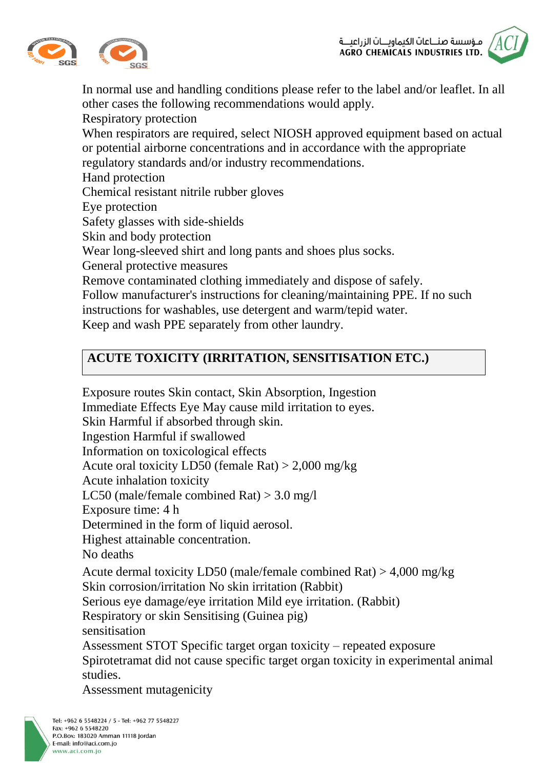In normal use and handling conditions please refer to the label and/or leaflet. In all other cases the following recommendations would apply.

Respiratory protection

When respirators are required, select NIOSH approved equipment based on actual or potential airborne concentrations and in accordance with the appropriate regulatory standards and/or industry recommendations.

Hand protection

Chemical resistant nitrile rubber gloves

Eye protection

Safety glasses with side-shields

Skin and body protection

Wear long-sleeved shirt and long pants and shoes plus socks.

General protective measures

Remove contaminated clothing immediately and dispose of safely.

Follow manufacturer's instructions for cleaning/maintaining PPE. If no such instructions for washables, use detergent and warm/tepid water.

Keep and wash PPE separately from other laundry.

## ACUTE TOXICITY (IRRITATION, SENSITISATION ETC.)

Exposure routes Skin contact, Skin Absorption, Ingestion

Immediate Effects Eye May cause mild irritation to eyes.

Skin Harmful if absorbed through skin.

Ingestion Harmful if swallowed

Information on toxicological effects

Acute oral toxicity LD50 (female Rat) > 2,000 mg/kg

Acute inhalation toxicity

LC50 (male/female combined Rat) > 3.0 mg/l

Exposure time: 4 h

Determined in the form of liquid aerosol.

Highest attainable concentration.

No deaths

Acute dermal toxicity LD50 (male/female combined Rat) > 4,000 mg/kg

Skin corrosion/irritation No skin irritation (Rabbit)

Serious eye damage/eye irritation Mild eye irritation. (Rabbit)

Respiratory or skin Sensitising (Guinea pig)

sensitisation

Assessment STOT Specific target organ toxicity – repeated exposure

Spirotetramat did not cause specific target organ toxicity in experimental animal studies.

Assessment mutagenicity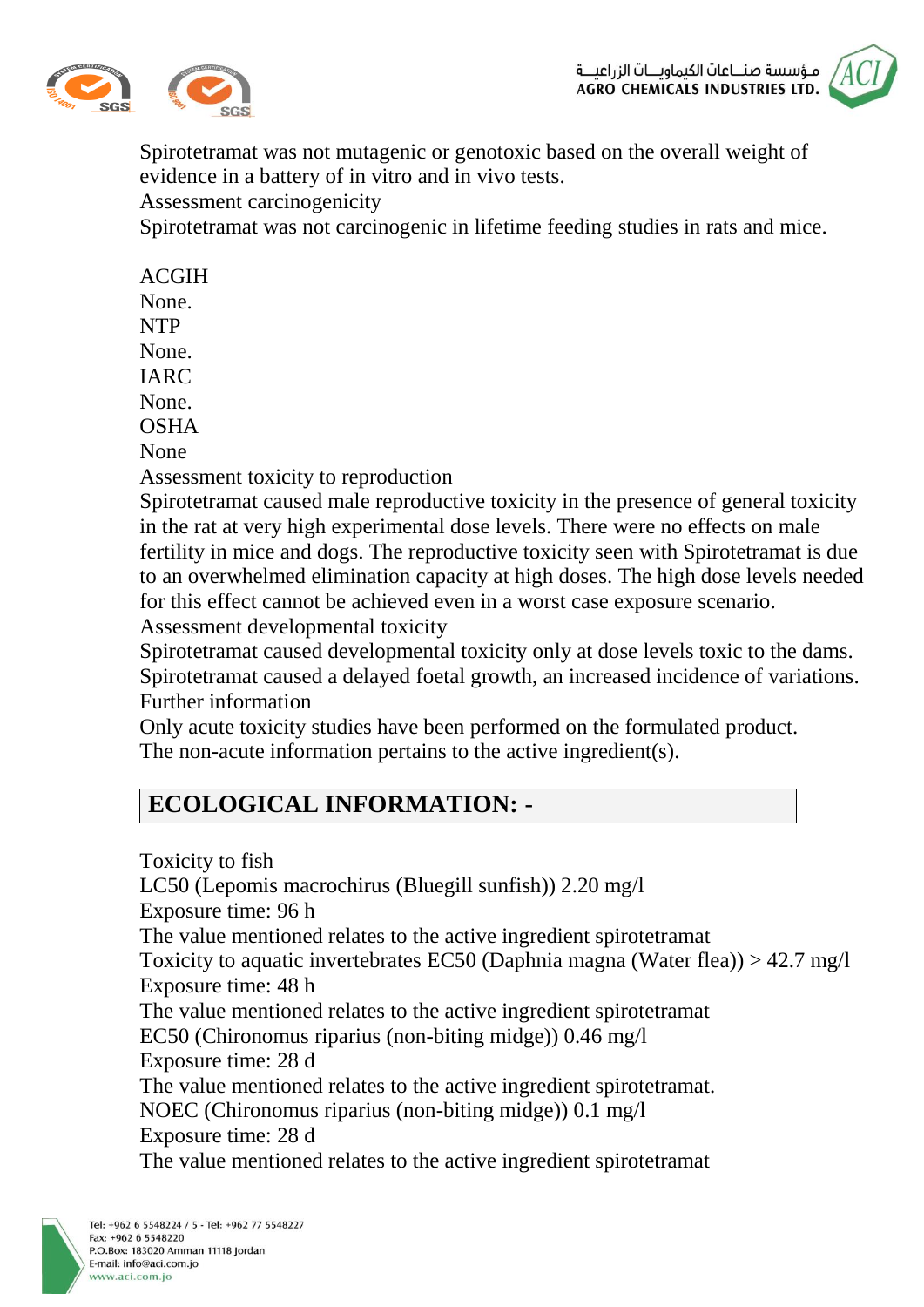Spirotetramat was not mutagenic or genotoxic based on the overall weight of evidence in a battery of in vitro and in vivo tests.

Assessment carcinogenicity

Spirotetramat was not carcinogenic in lifetime feeding studies in rats and mice.

ACGIH

None.

NTP

None.

IARC

None.

OSHA

None

Assessment toxicity to reproduction

Spirotetramat caused male reproductive toxicity in the presence of general toxicity in the rat at very high experimental dose levels. There were no effects on male fertility in mice and dogs. The reproductive toxicity seen with Spirotetramat is due to an overwhelmed elimination capacity at high doses. The high dose levels needed for this effect cannot be achieved even in a worst case exposure scenario.

Assessment developmental toxicity

Spirotetramat caused developmental toxicity only at dose levels toxic to the dams. Spirotetramat caused a delayed foetal growth, an increased incidence of variations.

Further information

Only acute toxicity studies have been performed on the formulated product. The non-acute information pertains to the active ingredient(s).

## ECOLOGICAL INFORMATION: -

Toxicity to fish

LC50 (Lepomis macrochirus (Bluegill sunfish)) 2.20 mg/l

Exposure time: 96 h

The value mentioned relates to the active ingredient spirotetramat

Toxicity to aquatic invertebrates EC50 (Daphnia magna (Water flea)) > 42.7 mg/l

Exposure time: 48 h

The value mentioned relates to the active ingredient spirotetramat

EC50 (Chironomus riparius (non-biting midge)) 0.46 mg/l

Exposure time: 28 d

The value mentioned relates to the active ingredient spirotetramat.

NOEC (Chironomus riparius (non-biting midge)) 0.1 mg/l

Exposure time: 28 d

The value mentioned relates to the active ingredient spirotetramat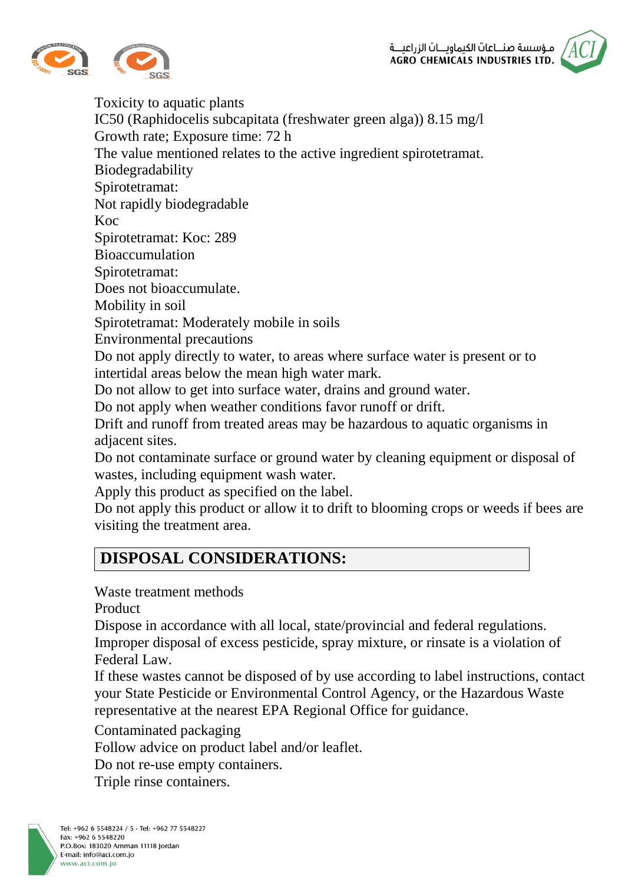Toxicity to aquatic plants
IC50 (Raphidocelis subcapitata (freshwater green alga)) 8.15 mg/l
Growth rate; Exposure time: 72 h
The value mentioned relates to the active ingredient spirotetramat.
Biodegradability
Spirotetramat:
Not rapidly biodegradable
Koc
Spirotetramat: Koc: 289
Bioaccumulation
Spirotetramat:
Does not bioaccumulate.
Mobility in soil
Spirotetramat: Moderately mobile in soils
Environmental precautions
Do not apply directly to water, to areas where surface water is present or to intertidal areas below the mean high water mark.
Do not allow to get into surface water, drains and ground water.
Do not apply when weather conditions favor runoff or drift.
Drift and runoff from treated areas may be hazardous to aquatic organisms in adjacent sites.
Do not contaminate surface or ground water by cleaning equipment or disposal of wastes, including equipment wash water.
Apply this product as specified on the label.
Do not apply this product or allow it to drift to blooming crops or weeds if bees are visiting the treatment area.

## DISPOSAL CONSIDERATIONS:

Waste treatment methods
Product
Dispose in accordance with all local, state/provincial and federal regulations.
Improper disposal of excess pesticide, spray mixture, or rinsate is a violation of Federal Law.
If these wastes cannot be disposed of by use according to label instructions, contact your State Pesticide or Environmental Control Agency, or the Hazardous Waste representative at the nearest EPA Regional Office for guidance.
Contaminated packaging
Follow advice on product label and/or leaflet.
Do not re-use empty containers.
Triple rinse containers.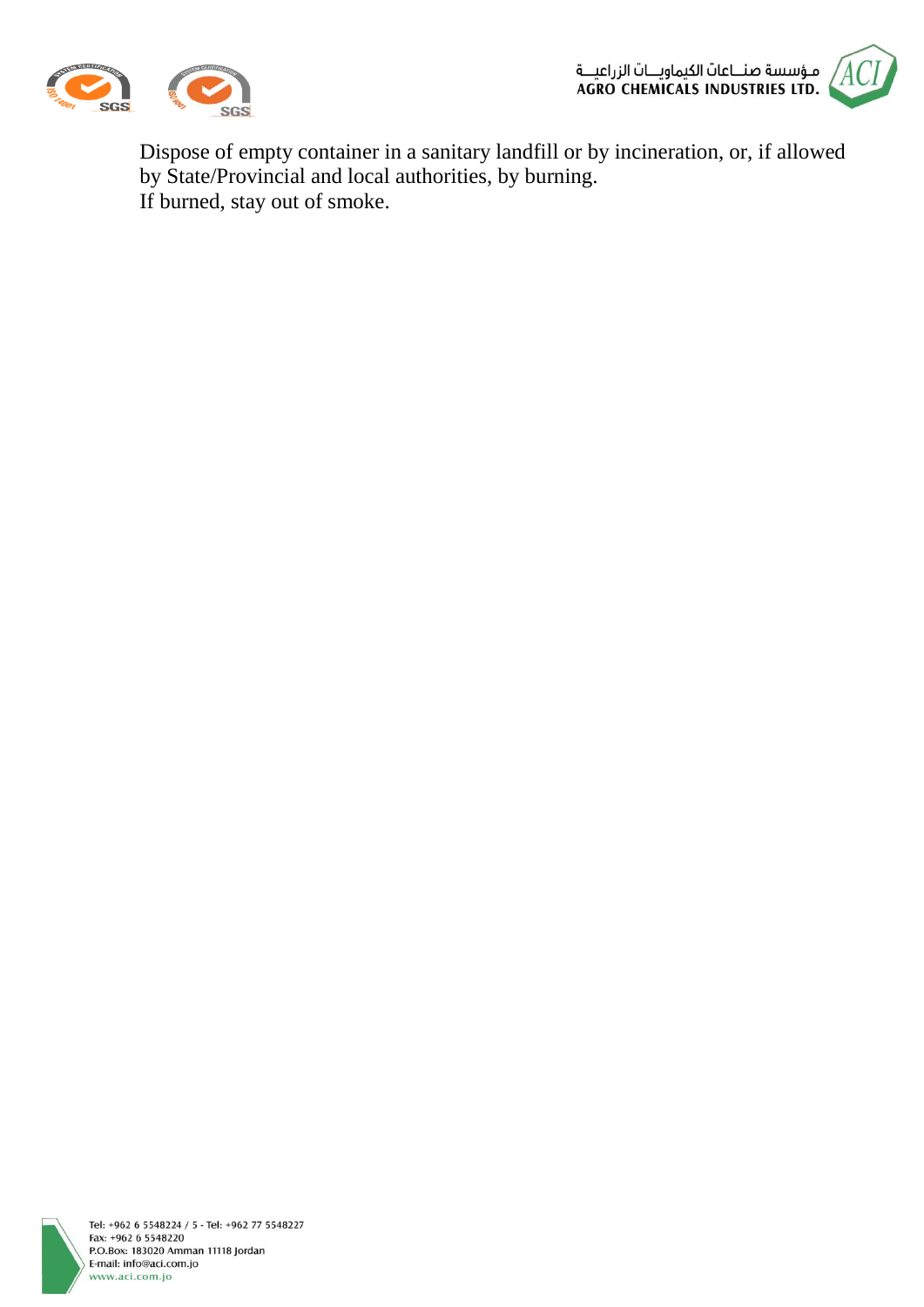Dispose of empty container in a sanitary landfill or by incineration, or, if allowed by State/Provincial and local authorities, by burning.
If burned, stay out of smoke.